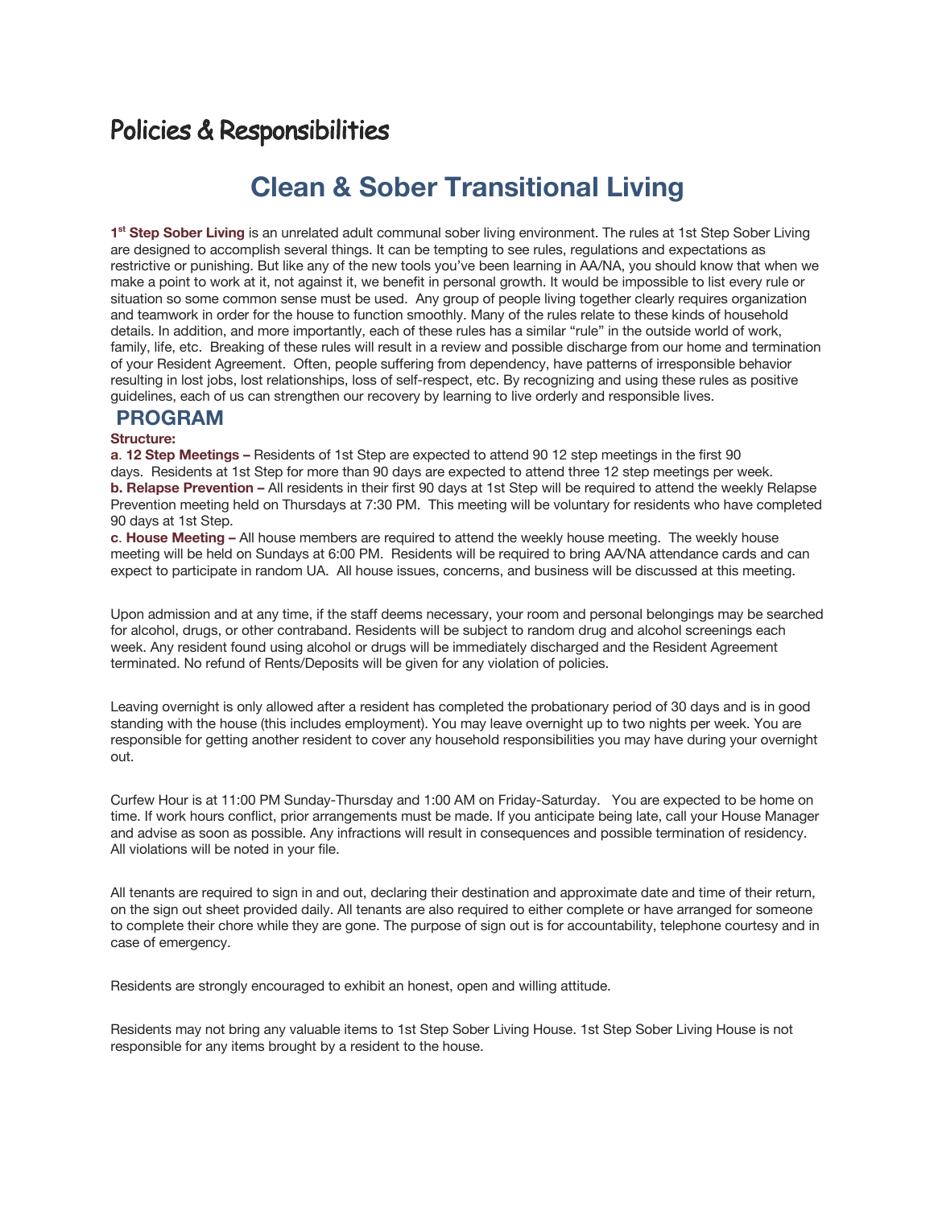# Policies & Responsibilities

## Clean & Sober Transitional Living

**1st Step Sober Living** is an unrelated adult communal sober living environment. The rules at 1st Step Sober Living are designed to accomplish several things. It can be tempting to see rules, regulations and expectations as restrictive or punishing. But like any of the new tools you've been learning in AA/NA, you should know that when we make a point to work at it, not against it, we benefit in personal growth. It would be impossible to list every rule or situation so some common sense must be used. Any group of people living together clearly requires organization and teamwork in order for the house to function smoothly. Many of the rules relate to these kinds of household details. In addition, and more importantly, each of these rules has a similar "rule" in the outside world of work, family, life, etc. Breaking of these rules will result in a review and possible discharge from our home and termination of your Resident Agreement. Often, people suffering from dependency, have patterns of irresponsible behavior resulting in lost jobs, lost relationships, loss of self-respect, etc. By recognizing and using these rules as positive guidelines, each of us can strengthen our recovery by learning to live orderly and responsible lives.

## PROGRAM

**Structure:**

**a. 12 Step Meetings –** Residents of 1st Step are expected to attend 90 12 step meetings in the first 90 days. Residents at 1st Step for more than 90 days are expected to attend three 12 step meetings per week.

**b. Relapse Prevention –** All residents in their first 90 days at 1st Step will be required to attend the weekly Relapse Prevention meeting held on Thursdays at 7:30 PM. This meeting will be voluntary for residents who have completed 90 days at 1st Step.

**c. House Meeting –** All house members are required to attend the weekly house meeting. The weekly house meeting will be held on Sundays at 6:00 PM. Residents will be required to bring AA/NA attendance cards and can expect to participate in random UA. All house issues, concerns, and business will be discussed at this meeting.

Upon admission and at any time, if the staff deems necessary, your room and personal belongings may be searched for alcohol, drugs, or other contraband. Residents will be subject to random drug and alcohol screenings each week. Any resident found using alcohol or drugs will be immediately discharged and the Resident Agreement terminated. No refund of Rents/Deposits will be given for any violation of policies.

Leaving overnight is only allowed after a resident has completed the probationary period of 30 days and is in good standing with the house (this includes employment). You may leave overnight up to two nights per week. You are responsible for getting another resident to cover any household responsibilities you may have during your overnight out.

Curfew Hour is at 11:00 PM Sunday-Thursday and 1:00 AM on Friday-Saturday. You are expected to be home on time. If work hours conflict, prior arrangements must be made. If you anticipate being late, call your House Manager and advise as soon as possible. Any infractions will result in consequences and possible termination of residency. All violations will be noted in your file.

All tenants are required to sign in and out, declaring their destination and approximate date and time of their return, on the sign out sheet provided daily. All tenants are also required to either complete or have arranged for someone to complete their chore while they are gone. The purpose of sign out is for accountability, telephone courtesy and in case of emergency.

Residents are strongly encouraged to exhibit an honest, open and willing attitude.

Residents may not bring any valuable items to 1st Step Sober Living House. 1st Step Sober Living House is not responsible for any items brought by a resident to the house.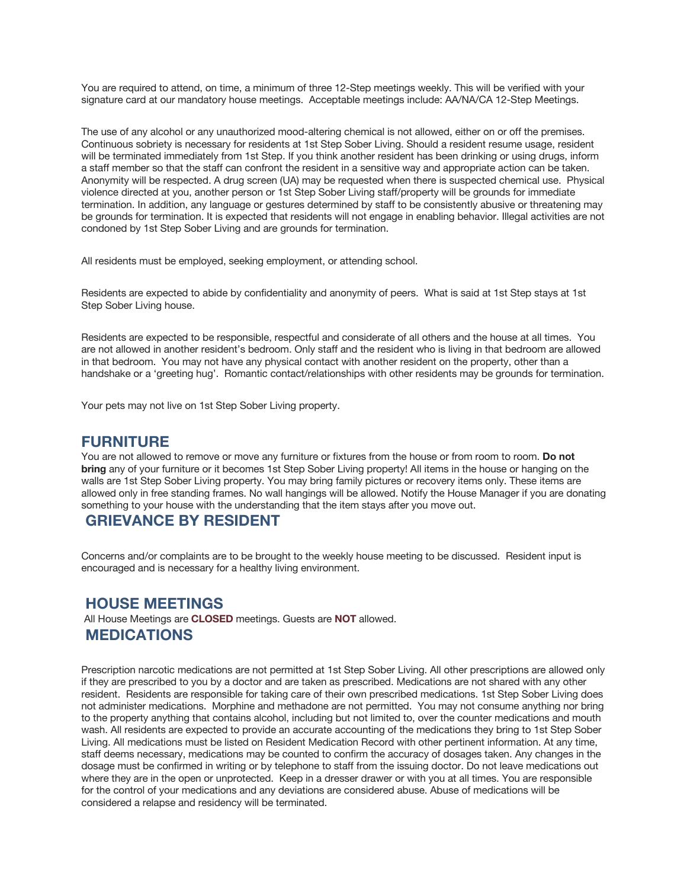You are required to attend, on time, a minimum of three 12-Step meetings weekly. This will be verified with your signature card at our mandatory house meetings. Acceptable meetings include: AA/NA/CA 12-Step Meetings.

The use of any alcohol or any unauthorized mood-altering chemical is not allowed, either on or off the premises. Continuous sobriety is necessary for residents at 1st Step Sober Living. Should a resident resume usage, resident will be terminated immediately from 1st Step. If you think another resident has been drinking or using drugs, inform a staff member so that the staff can confront the resident in a sensitive way and appropriate action can be taken. Anonymity will be respected. A drug screen (UA) may be requested when there is suspected chemical use. Physical violence directed at you, another person or 1st Step Sober Living staff/property will be grounds for immediate termination. In addition, any language or gestures determined by staff to be consistently abusive or threatening may be grounds for termination. It is expected that residents will not engage in enabling behavior. Illegal activities are not condoned by 1st Step Sober Living and are grounds for termination.

All residents must be employed, seeking employment, or attending school.

Residents are expected to abide by confidentiality and anonymity of peers. What is said at 1st Step stays at 1st Step Sober Living house.

Residents are expected to be responsible, respectful and considerate of all others and the house at all times. You are not allowed in another resident's bedroom. Only staff and the resident who is living in that bedroom are allowed in that bedroom. You may not have any physical contact with another resident on the property, other than a handshake or a 'greeting hug'. Romantic contact/relationships with other residents may be grounds for termination.

Your pets may not live on 1st Step Sober Living property.

## FURNITURE

You are not allowed to remove or move any furniture or fixtures from the house or from room to room. **Do not bring** any of your furniture or it becomes 1st Step Sober Living property! All items in the house or hanging on the walls are 1st Step Sober Living property. You may bring family pictures or recovery items only. These items are allowed only in free standing frames. No wall hangings will be allowed. Notify the House Manager if you are donating something to your house with the understanding that the item stays after you move out.

## GRIEVANCE BY RESIDENT

Concerns and/or complaints are to be brought to the weekly house meeting to be discussed. Resident input is encouraged and is necessary for a healthy living environment.

## HOUSE MEETINGS

All House Meetings are **CLOSED** meetings. Guests are **NOT** allowed.

## MEDICATIONS

Prescription narcotic medications are not permitted at 1st Step Sober Living. All other prescriptions are allowed only if they are prescribed to you by a doctor and are taken as prescribed. Medications are not shared with any other resident. Residents are responsible for taking care of their own prescribed medications. 1st Step Sober Living does not administer medications. Morphine and methadone are not permitted. You may not consume anything nor bring to the property anything that contains alcohol, including but not limited to, over the counter medications and mouth wash. All residents are expected to provide an accurate accounting of the medications they bring to 1st Step Sober Living. All medications must be listed on Resident Medication Record with other pertinent information. At any time, staff deems necessary, medications may be counted to confirm the accuracy of dosages taken. Any changes in the dosage must be confirmed in writing or by telephone to staff from the issuing doctor. Do not leave medications out where they are in the open or unprotected. Keep in a dresser drawer or with you at all times. You are responsible for the control of your medications and any deviations are considered abuse. Abuse of medications will be considered a relapse and residency will be terminated.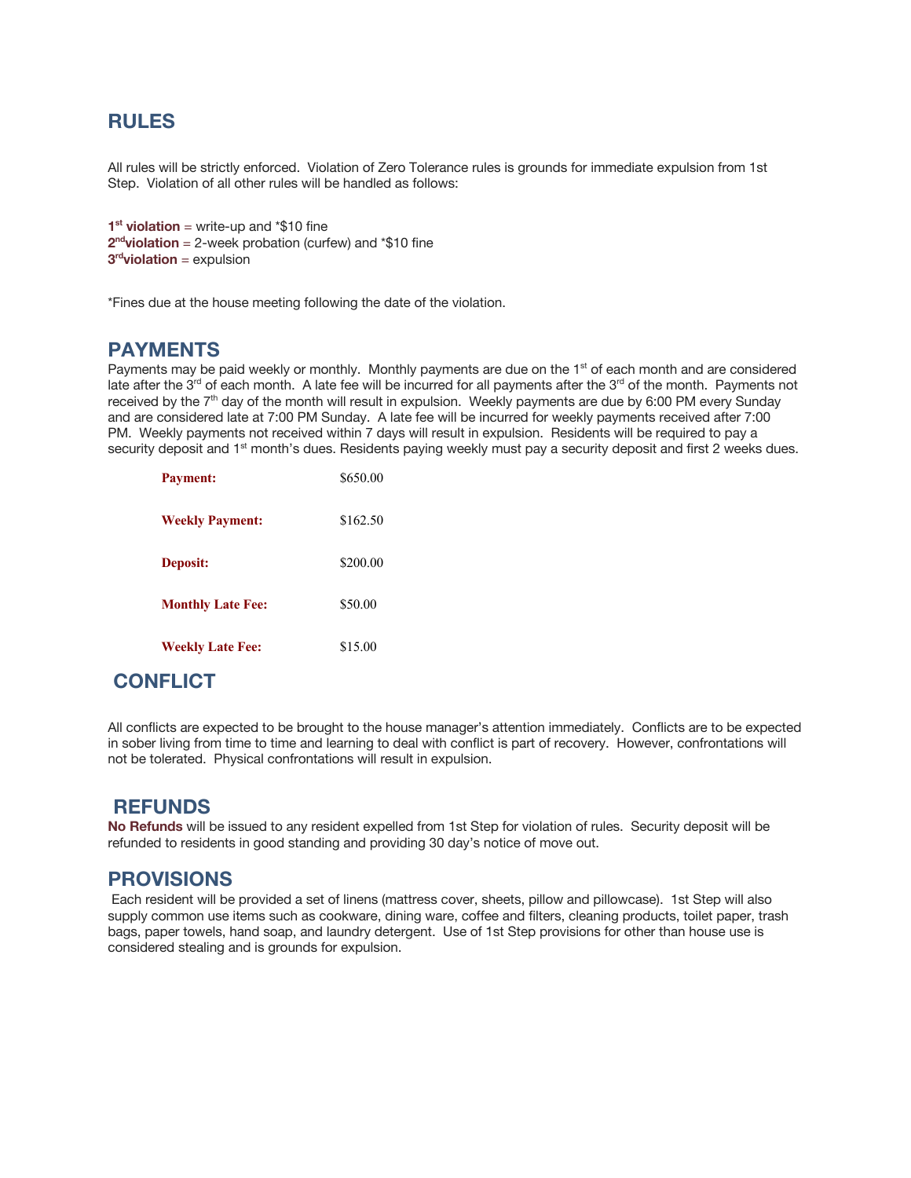## RULES

All rules will be strictly enforced. Violation of Zero Tolerance rules is grounds for immediate expulsion from 1st Step. Violation of all other rules will be handled as follows:

**1st violation** = write-up and *$10 fine
**2nd violation** = 2-week probation (curfew) and *$10 fine
**3rd violation** = expulsion

*Fines due at the house meeting following the date of the violation.

## PAYMENTS

Payments may be paid weekly or monthly. Monthly payments are due on the 1st of each month and are considered late after the 3rd of each month. A late fee will be incurred for all payments after the 3rd of the month. Payments not received by the 7th day of the month will result in expulsion. Weekly payments are due by 6:00 PM every Sunday and are considered late at 7:00 PM Sunday. A late fee will be incurred for weekly payments received after 7:00 PM. Weekly payments not received within 7 days will result in expulsion. Residents will be required to pay a security deposit and 1st month's dues. Residents paying weekly must pay a security deposit and first 2 weeks dues.

| | |
|---|---|
| **Payment:** | $650.00 |
| **Weekly Payment:** | $162.50 |
| **Deposit:** | $200.00 |
| **Monthly Late Fee:** | $50.00 |
| **Weekly Late Fee:** | $15.00 |

## CONFLICT

All conflicts are expected to be brought to the house manager's attention immediately. Conflicts are to be expected in sober living from time to time and learning to deal with conflict is part of recovery. However, confrontations will not be tolerated. Physical confrontations will result in expulsion.

## REFUNDS

**No Refunds** will be issued to any resident expelled from 1st Step for violation of rules. Security deposit will be refunded to residents in good standing and providing 30 day's notice of move out.

## PROVISIONS

Each resident will be provided a set of linens (mattress cover, sheets, pillow and pillowcase). 1st Step will also supply common use items such as cookware, dining ware, coffee and filters, cleaning products, toilet paper, trash bags, paper towels, hand soap, and laundry detergent. Use of 1st Step provisions for other than house use is considered stealing and is grounds for expulsion.